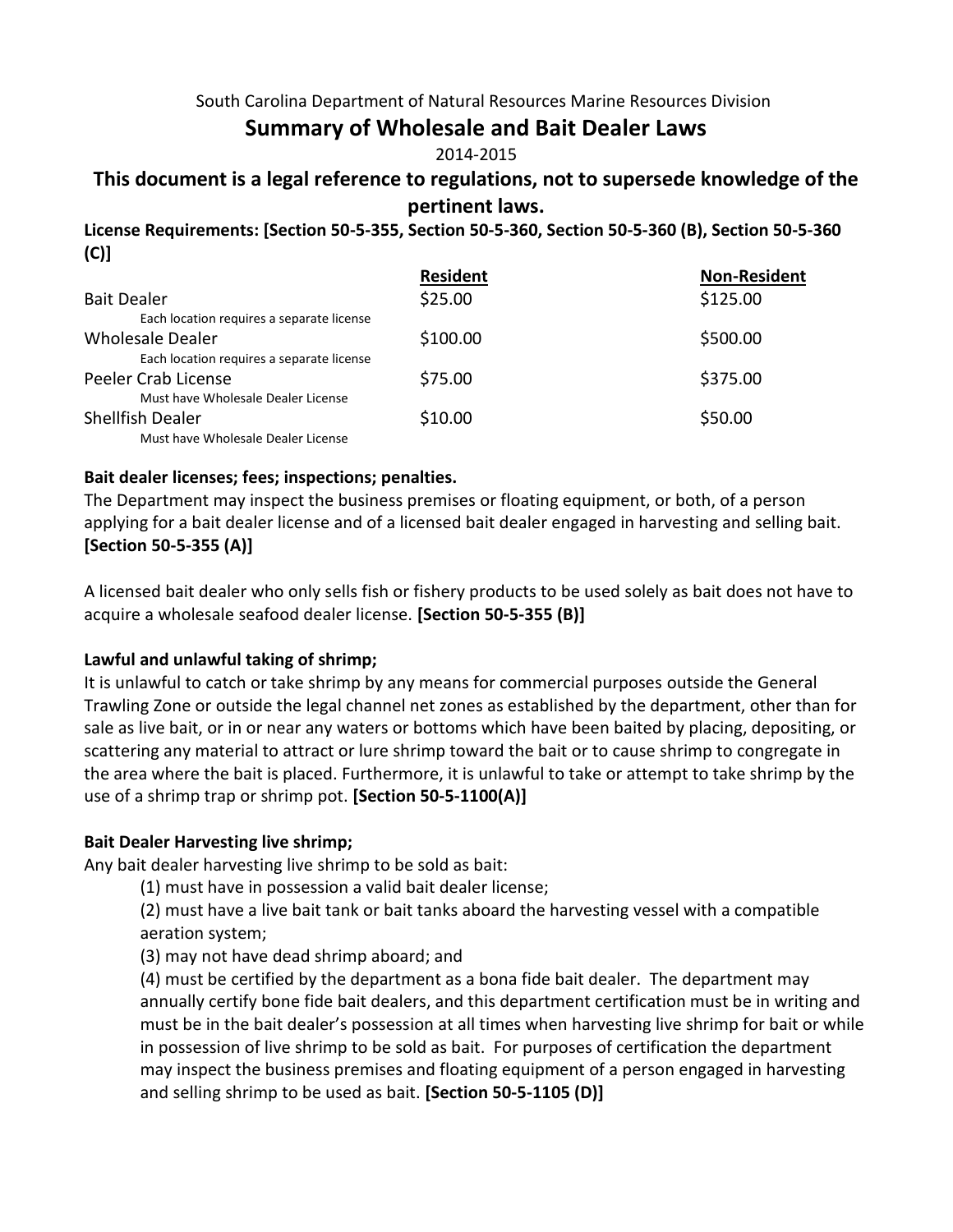South Carolina Department of Natural Resources Marine Resources Division

# Summary of Wholesale and Bait Dealer Laws

2014-2015

## This document is a legal reference to regulations, not to supersede knowledge of the pertinent laws.

**License Requirements: [Section 50-5-355, Section 50-5-360, Section 50-5-360 (B), Section 50-5-360 (C)]**

| | Resident | Non-Resident |
|---|---|---|
| Bait Dealer<br>Each location requires a separate license | $25.00 | $125.00 |
| Wholesale Dealer<br>Each location requires a separate license | $100.00 | $500.00 |
| Peeler Crab License<br>Must have Wholesale Dealer License | $75.00 | $375.00 |
| Shellfish Dealer<br>Must have Wholesale Dealer License | $10.00 | $50.00 |

**Bait dealer licenses; fees; inspections; penalties.**

The Department may inspect the business premises or floating equipment, or both, of a person applying for a bait dealer license and of a licensed bait dealer engaged in harvesting and selling bait. **[Section 50-5-355 (A)]**

A licensed bait dealer who only sells fish or fishery products to be used solely as bait does not have to acquire a wholesale seafood dealer license. **[Section 50-5-355 (B)]**

**Lawful and unlawful taking of shrimp;**

It is unlawful to catch or take shrimp by any means for commercial purposes outside the General Trawling Zone or outside the legal channel net zones as established by the department, other than for sale as live bait, or in or near any waters or bottoms which have been baited by placing, depositing, or scattering any material to attract or lure shrimp toward the bait or to cause shrimp to congregate in the area where the bait is placed. Furthermore, it is unlawful to take or attempt to take shrimp by the use of a shrimp trap or shrimp pot. **[Section 50-5-1100(A)]**

**Bait Dealer Harvesting live shrimp;**

Any bait dealer harvesting live shrimp to be sold as bait:

(1) must have in possession a valid bait dealer license;

(2) must have a live bait tank or bait tanks aboard the harvesting vessel with a compatible aeration system;

(3) may not have dead shrimp aboard; and

(4) must be certified by the department as a bona fide bait dealer. The department may annually certify bone fide bait dealers, and this department certification must be in writing and must be in the bait dealer's possession at all times when harvesting live shrimp for bait or while in possession of live shrimp to be sold as bait. For purposes of certification the department may inspect the business premises and floating equipment of a person engaged in harvesting and selling shrimp to be used as bait. **[Section 50-5-1105 (D)]**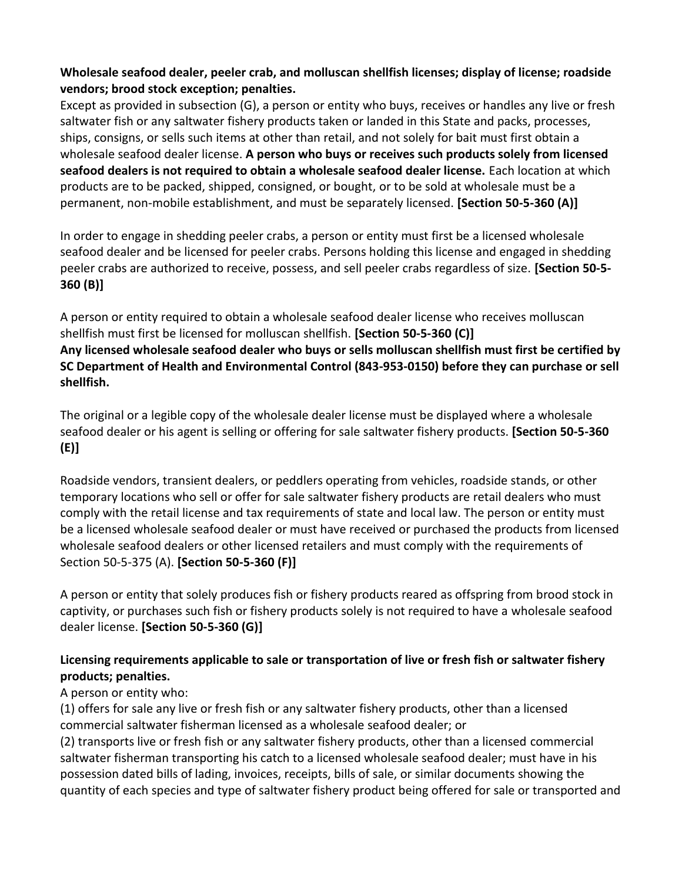**Wholesale seafood dealer, peeler crab, and molluscan shellfish licenses; display of license; roadside vendors; brood stock exception; penalties.**

Except as provided in subsection (G), a person or entity who buys, receives or handles any live or fresh saltwater fish or any saltwater fishery products taken or landed in this State and packs, processes, ships, consigns, or sells such items at other than retail, and not solely for bait must first obtain a wholesale seafood dealer license. **A person who buys or receives such products solely from licensed seafood dealers is not required to obtain a wholesale seafood dealer license.** Each location at which products are to be packed, shipped, consigned, or bought, or to be sold at wholesale must be a permanent, non-mobile establishment, and must be separately licensed. **[Section 50-5-360 (A)]**

In order to engage in shedding peeler crabs, a person or entity must first be a licensed wholesale seafood dealer and be licensed for peeler crabs. Persons holding this license and engaged in shedding peeler crabs are authorized to receive, possess, and sell peeler crabs regardless of size. **[Section 50-5-360 (B)]**

A person or entity required to obtain a wholesale seafood dealer license who receives molluscan shellfish must first be licensed for molluscan shellfish. **[Section 50-5-360 (C)]**
**Any licensed wholesale seafood dealer who buys or sells molluscan shellfish must first be certified by SC Department of Health and Environmental Control (843-953-0150) before they can purchase or sell shellfish.**

The original or a legible copy of the wholesale dealer license must be displayed where a wholesale seafood dealer or his agent is selling or offering for sale saltwater fishery products. **[Section 50-5-360 (E)]**

Roadside vendors, transient dealers, or peddlers operating from vehicles, roadside stands, or other temporary locations who sell or offer for sale saltwater fishery products are retail dealers who must comply with the retail license and tax requirements of state and local law. The person or entity must be a licensed wholesale seafood dealer or must have received or purchased the products from licensed wholesale seafood dealers or other licensed retailers and must comply with the requirements of Section 50-5-375 (A). **[Section 50-5-360 (F)]**

A person or entity that solely produces fish or fishery products reared as offspring from brood stock in captivity, or purchases such fish or fishery products solely is not required to have a wholesale seafood dealer license. **[Section 50-5-360 (G)]**

**Licensing requirements applicable to sale or transportation of live or fresh fish or saltwater fishery products; penalties.**

A person or entity who:

(1) offers for sale any live or fresh fish or any saltwater fishery products, other than a licensed commercial saltwater fisherman licensed as a wholesale seafood dealer; or

(2) transports live or fresh fish or any saltwater fishery products, other than a licensed commercial saltwater fisherman transporting his catch to a licensed wholesale seafood dealer; must have in his possession dated bills of lading, invoices, receipts, bills of sale, or similar documents showing the quantity of each species and type of saltwater fishery product being offered for sale or transported and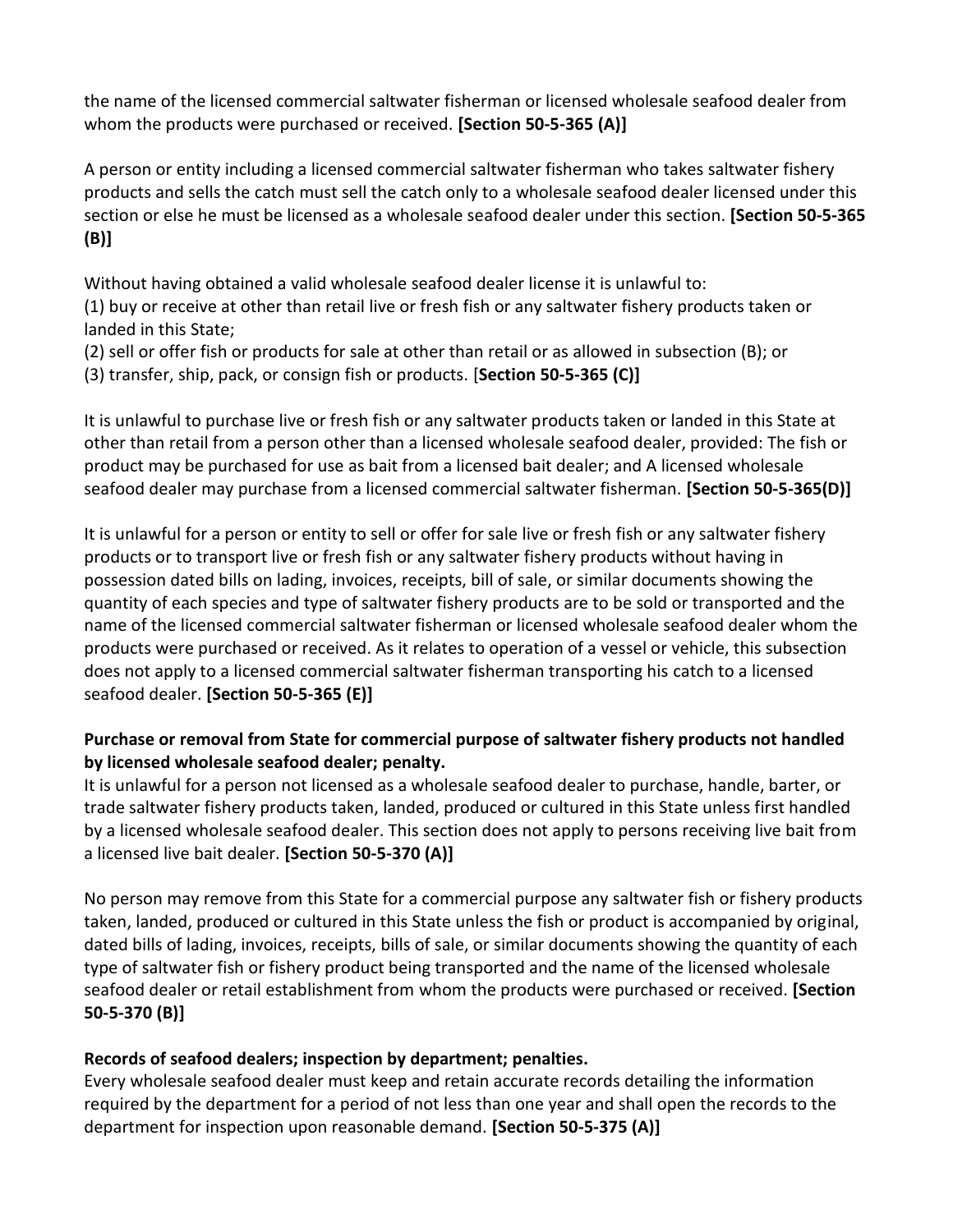the name of the licensed commercial saltwater fisherman or licensed wholesale seafood dealer from whom the products were purchased or received. **[Section 50-5-365 (A)]**

A person or entity including a licensed commercial saltwater fisherman who takes saltwater fishery products and sells the catch must sell the catch only to a wholesale seafood dealer licensed under this section or else he must be licensed as a wholesale seafood dealer under this section. **[Section 50-5-365 (B)]**

Without having obtained a valid wholesale seafood dealer license it is unlawful to:
(1) buy or receive at other than retail live or fresh fish or any saltwater fishery products taken or landed in this State;
(2) sell or offer fish or products for sale at other than retail or as allowed in subsection (B); or
(3) transfer, ship, pack, or consign fish or products. [**Section 50-5-365 (C)]**

It is unlawful to purchase live or fresh fish or any saltwater products taken or landed in this State at other than retail from a person other than a licensed wholesale seafood dealer, provided: The fish or product may be purchased for use as bait from a licensed bait dealer; and A licensed wholesale seafood dealer may purchase from a licensed commercial saltwater fisherman. **[Section 50-5-365(D)]**

It is unlawful for a person or entity to sell or offer for sale live or fresh fish or any saltwater fishery products or to transport live or fresh fish or any saltwater fishery products without having in possession dated bills on lading, invoices, receipts, bill of sale, or similar documents showing the quantity of each species and type of saltwater fishery products are to be sold or transported and the name of the licensed commercial saltwater fisherman or licensed wholesale seafood dealer whom the products were purchased or received. As it relates to operation of a vessel or vehicle, this subsection does not apply to a licensed commercial saltwater fisherman transporting his catch to a licensed seafood dealer. **[Section 50-5-365 (E)]**

**Purchase or removal from State for commercial purpose of saltwater fishery products not handled by licensed wholesale seafood dealer; penalty.**
It is unlawful for a person not licensed as a wholesale seafood dealer to purchase, handle, barter, or trade saltwater fishery products taken, landed, produced or cultured in this State unless first handled by a licensed wholesale seafood dealer. This section does not apply to persons receiving live bait from a licensed live bait dealer. **[Section 50-5-370 (A)]**

No person may remove from this State for a commercial purpose any saltwater fish or fishery products taken, landed, produced or cultured in this State unless the fish or product is accompanied by original, dated bills of lading, invoices, receipts, bills of sale, or similar documents showing the quantity of each type of saltwater fish or fishery product being transported and the name of the licensed wholesale seafood dealer or retail establishment from whom the products were purchased or received. **[Section 50-5-370 (B)]**

**Records of seafood dealers; inspection by department; penalties.**
Every wholesale seafood dealer must keep and retain accurate records detailing the information required by the department for a period of not less than one year and shall open the records to the department for inspection upon reasonable demand. **[Section 50-5-375 (A)]**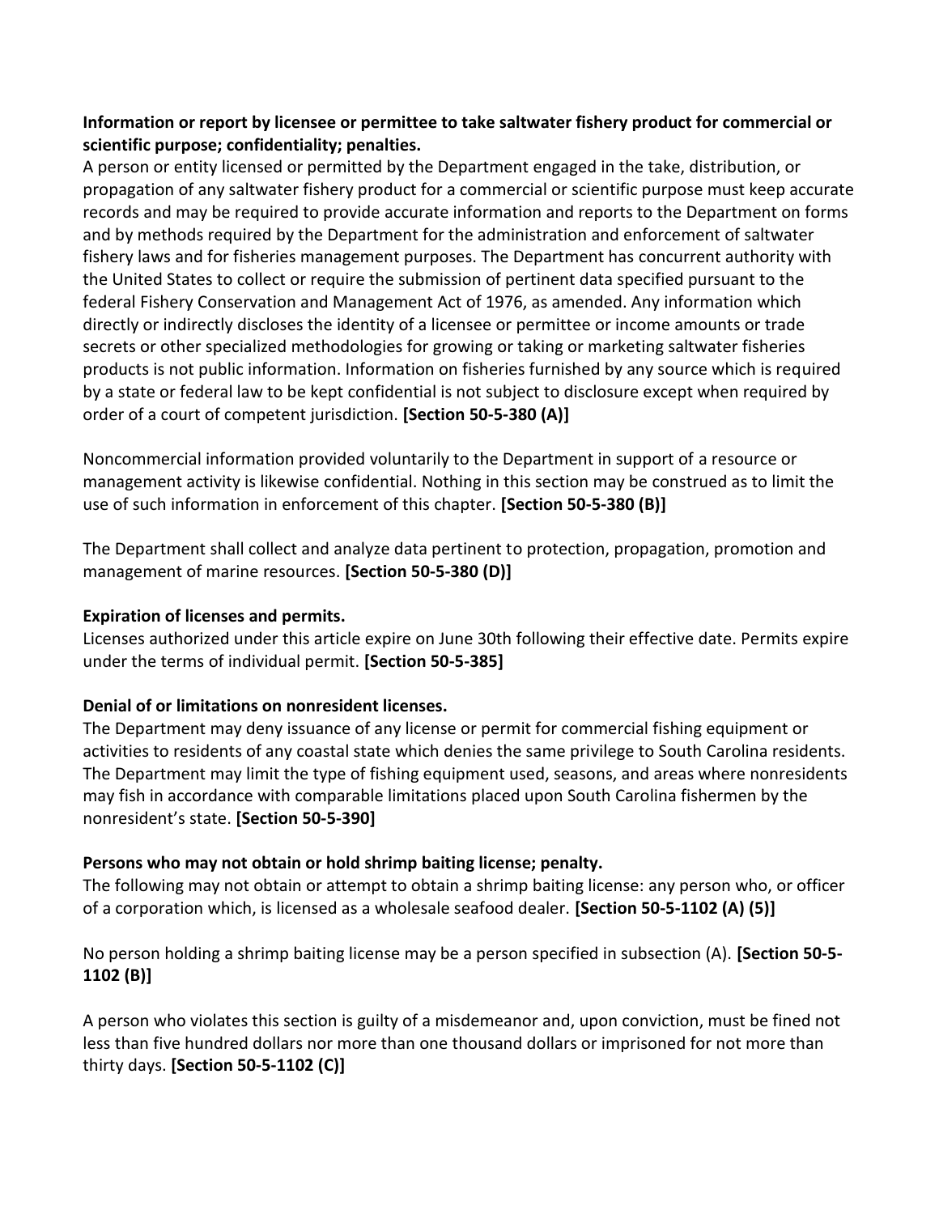**Information or report by licensee or permittee to take saltwater fishery product for commercial or scientific purpose; confidentiality; penalties.**

A person or entity licensed or permitted by the Department engaged in the take, distribution, or propagation of any saltwater fishery product for a commercial or scientific purpose must keep accurate records and may be required to provide accurate information and reports to the Department on forms and by methods required by the Department for the administration and enforcement of saltwater fishery laws and for fisheries management purposes. The Department has concurrent authority with the United States to collect or require the submission of pertinent data specified pursuant to the federal Fishery Conservation and Management Act of 1976, as amended. Any information which directly or indirectly discloses the identity of a licensee or permittee or income amounts or trade secrets or other specialized methodologies for growing or taking or marketing saltwater fisheries products is not public information. Information on fisheries furnished by any source which is required by a state or federal law to be kept confidential is not subject to disclosure except when required by order of a court of competent jurisdiction. **[Section 50-5-380 (A)]**

Noncommercial information provided voluntarily to the Department in support of a resource or management activity is likewise confidential. Nothing in this section may be construed as to limit the use of such information in enforcement of this chapter. **[Section 50-5-380 (B)]**

The Department shall collect and analyze data pertinent to protection, propagation, promotion and management of marine resources. **[Section 50-5-380 (D)]**

**Expiration of licenses and permits.**

Licenses authorized under this article expire on June 30th following their effective date. Permits expire under the terms of individual permit. **[Section 50-5-385]**

**Denial of or limitations on nonresident licenses.**

The Department may deny issuance of any license or permit for commercial fishing equipment or activities to residents of any coastal state which denies the same privilege to South Carolina residents. The Department may limit the type of fishing equipment used, seasons, and areas where nonresidents may fish in accordance with comparable limitations placed upon South Carolina fishermen by the nonresident's state. **[Section 50-5-390]**

**Persons who may not obtain or hold shrimp baiting license; penalty.**

The following may not obtain or attempt to obtain a shrimp baiting license: any person who, or officer of a corporation which, is licensed as a wholesale seafood dealer. **[Section 50-5-1102 (A) (5)]**

No person holding a shrimp baiting license may be a person specified in subsection (A). **[Section 50-5-1102 (B)]**

A person who violates this section is guilty of a misdemeanor and, upon conviction, must be fined not less than five hundred dollars nor more than one thousand dollars or imprisoned for not more than thirty days. **[Section 50-5-1102 (C)]**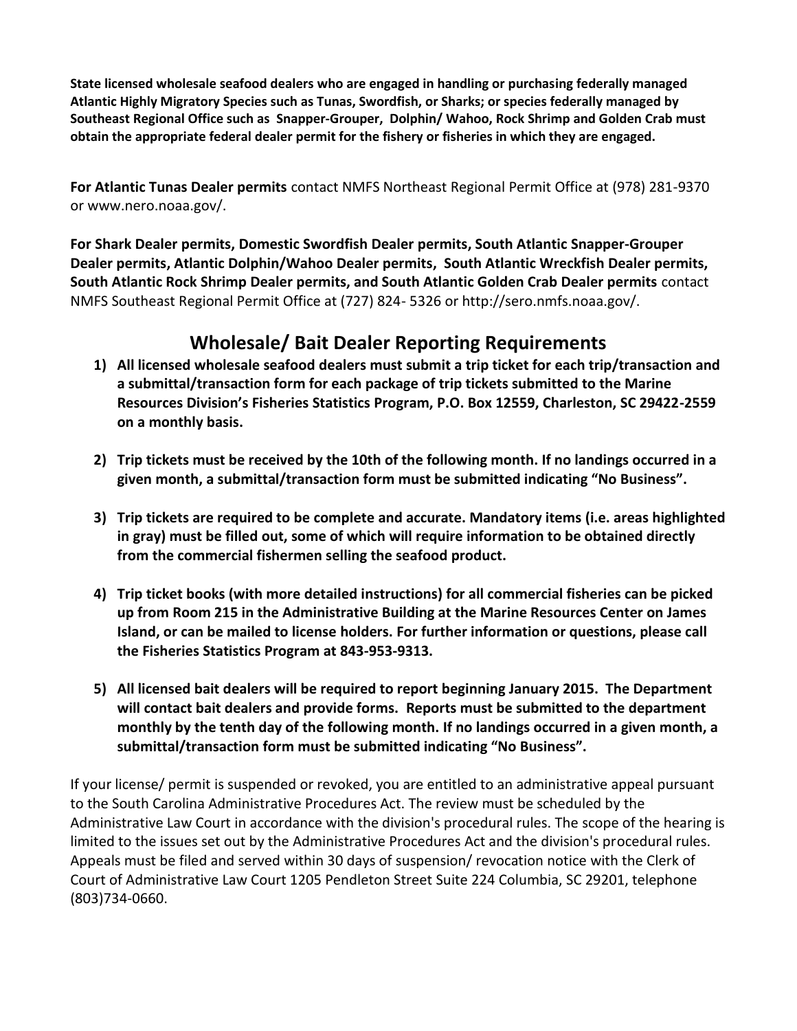**State licensed wholesale seafood dealers who are engaged in handling or purchasing federally managed Atlantic Highly Migratory Species such as Tunas, Swordfish, or Sharks; or species federally managed by Southeast Regional Office such as Snapper-Grouper, Dolphin/ Wahoo, Rock Shrimp and Golden Crab must obtain the appropriate federal dealer permit for the fishery or fisheries in which they are engaged.**

**For Atlantic Tunas Dealer permits** contact NMFS Northeast Regional Permit Office at (978) 281-9370 or www.nero.noaa.gov/.

**For Shark Dealer permits, Domestic Swordfish Dealer permits, South Atlantic Snapper-Grouper Dealer permits, Atlantic Dolphin/Wahoo Dealer permits, South Atlantic Wreckfish Dealer permits, South Atlantic Rock Shrimp Dealer permits, and South Atlantic Golden Crab Dealer permits** contact NMFS Southeast Regional Permit Office at (727) 824- 5326 or http://sero.nmfs.noaa.gov/.

## Wholesale/ Bait Dealer Reporting Requirements

1) **All licensed wholesale seafood dealers must submit a trip ticket for each trip/transaction and a submittal/transaction form for each package of trip tickets submitted to the Marine Resources Division's Fisheries Statistics Program, P.O. Box 12559, Charleston, SC 29422-2559 on a monthly basis.**

2) **Trip tickets must be received by the 10th of the following month. If no landings occurred in a given month, a submittal/transaction form must be submitted indicating "No Business".**

3) **Trip tickets are required to be complete and accurate. Mandatory items (i.e. areas highlighted in gray) must be filled out, some of which will require information to be obtained directly from the commercial fishermen selling the seafood product.**

4) **Trip ticket books (with more detailed instructions) for all commercial fisheries can be picked up from Room 215 in the Administrative Building at the Marine Resources Center on James Island, or can be mailed to license holders. For further information or questions, please call the Fisheries Statistics Program at 843-953-9313.**

5) **All licensed bait dealers will be required to report beginning January 2015. The Department will contact bait dealers and provide forms. Reports must be submitted to the department monthly by the tenth day of the following month. If no landings occurred in a given month, a submittal/transaction form must be submitted indicating "No Business".**

If your license/ permit is suspended or revoked, you are entitled to an administrative appeal pursuant to the South Carolina Administrative Procedures Act. The review must be scheduled by the Administrative Law Court in accordance with the division's procedural rules. The scope of the hearing is limited to the issues set out by the Administrative Procedures Act and the division's procedural rules. Appeals must be filed and served within 30 days of suspension/ revocation notice with the Clerk of Court of Administrative Law Court 1205 Pendleton Street Suite 224 Columbia, SC 29201, telephone (803)734-0660.